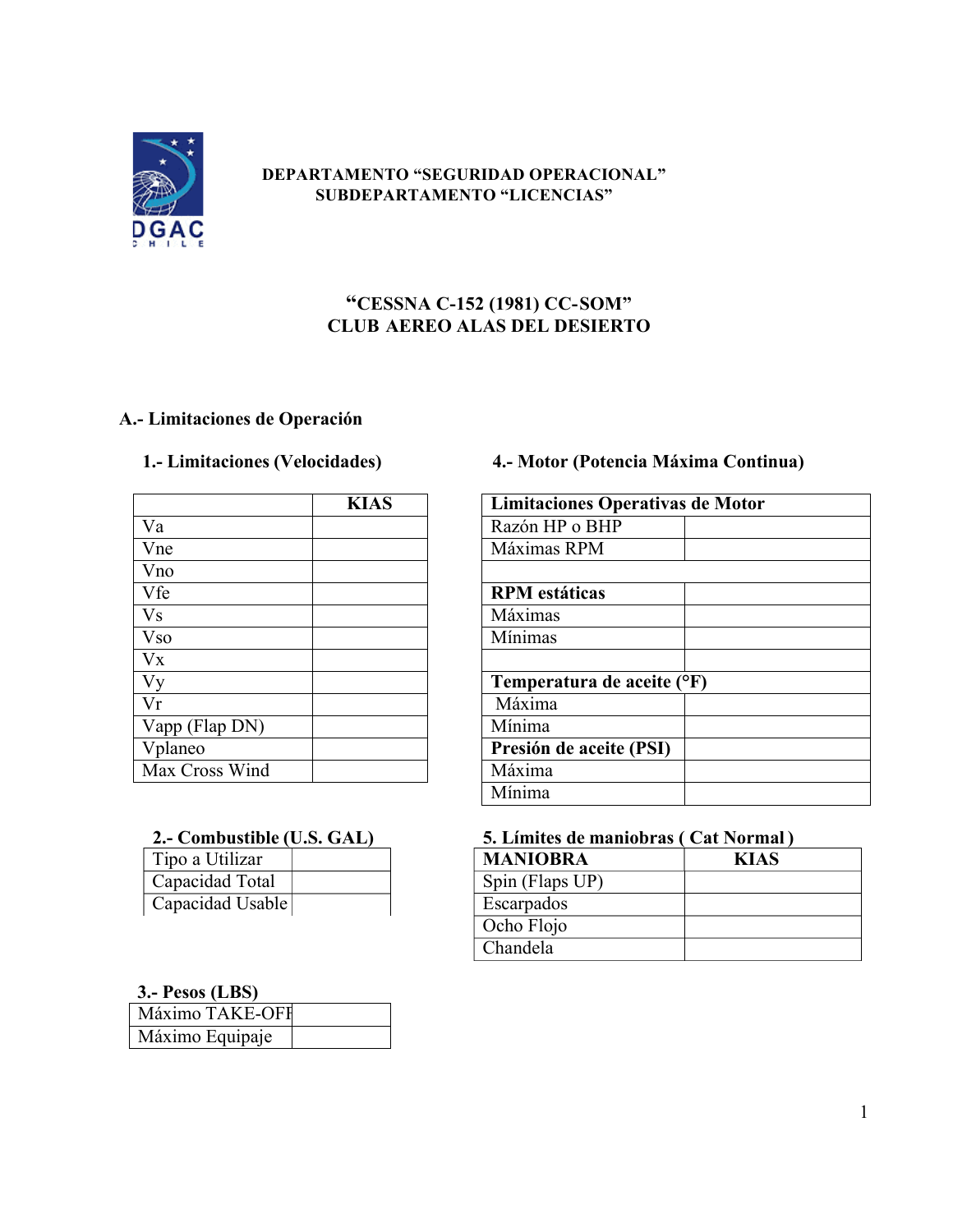**DEPARTAMENTO "SEGURIDAD OPERACIONAL"**
**SUBDEPARTAMENTO "LICENCIAS"**

# "CESSNA C-152 (1981) CC-SOM"
# CLUB AEREO ALAS DEL DESIERTO

## A.- Limitaciones de Operación

### 1.- Limitaciones (Velocidades)

| | KIAS |
|---|---|
| Va | |
| Vne | |
| Vno | |
| Vfe | |
| Vs | |
| Vso | |
| Vx | |
| Vy | |
| Vr | |
| Vapp (Flap DN) | |
| Vplaneo | |
| Max Cross Wind | |

### 2.- Combustible (U.S. GAL)

| | |
|---|---|
| Tipo a Utilizar | |
| Capacidad Total | |
| Capacidad Usable | |

### 3.- Pesos (LBS)

| | |
|---|---|
| Máximo TAKE-OFF | |
| Máximo Equipaje | |

### 4.- Motor (Potencia Máxima Continua)

| **Limitaciones Operativas de Motor** | |
|---|---|
| Razón HP o BHP | |
| Máximas RPM | |
| | |
| **RPM estáticas** | |
| Máximas | |
| Mínimas | |
| | |
| **Temperatura de aceite (°F)** | |
| Máxima | |
| Mínima | |
| **Presión de aceite (PSI)** | |
| Máxima | |
| Mínima | |

### 5. Límites de maniobras ( Cat Normal )

| MANIOBRA | KIAS |
|---|---|
| Spin (Flaps UP) | |
| Escarpados | |
| Ocho Flojo | |
| Chandela | |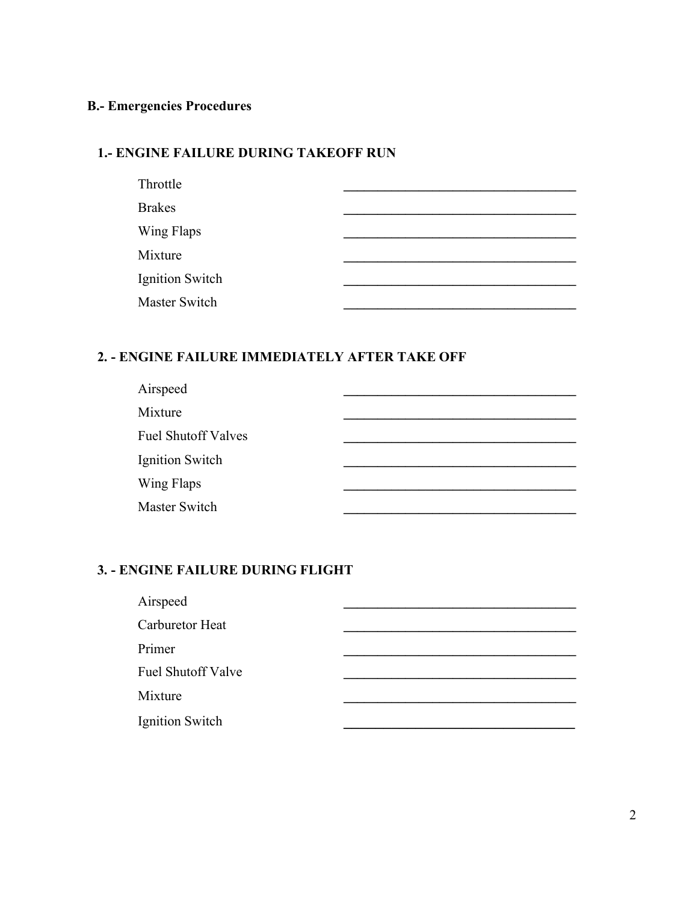## B.- Emergencies Procedures

### 1.- ENGINE FAILURE DURING TAKEOFF RUN

| | |
|---|---|
| Throttle | ______________________________ |
| Brakes | ______________________________ |
| Wing Flaps | ______________________________ |
| Mixture | ______________________________ |
| Ignition Switch | ______________________________ |
| Master Switch | ______________________________ |

### 2. - ENGINE FAILURE IMMEDIATELY AFTER TAKE OFF

| | |
|---|---|
| Airspeed | ______________________________ |
| Mixture | ______________________________ |
| Fuel Shutoff Valves | ______________________________ |
| Ignition Switch | ______________________________ |
| Wing Flaps | ______________________________ |
| Master Switch | ______________________________ |

### 3. - ENGINE FAILURE DURING FLIGHT

| | |
|---|---|
| Airspeed | ______________________________ |
| Carburetor Heat | ______________________________ |
| Primer | ______________________________ |
| Fuel Shutoff Valve | ______________________________ |
| Mixture | ______________________________ |
| Ignition Switch | ______________________________ |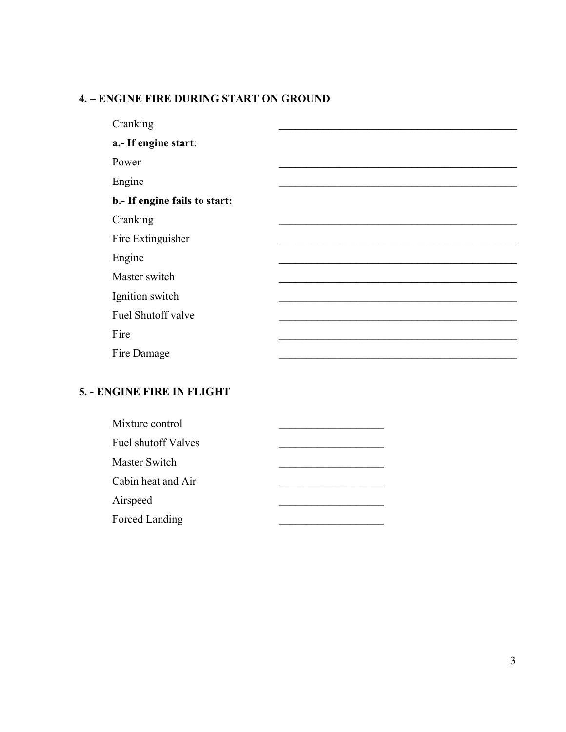## 4. – ENGINE FIRE DURING START ON GROUND

Cranking \_\_\_\_\_\_\_\_\_\_\_\_\_\_\_\_\_\_\_\_\_\_\_\_\_\_\_\_\_\_\_\_\_\_\_\_\_\_\_\_\_\_\_\_

**a.- If engine start**:

Power \_\_\_\_\_\_\_\_\_\_\_\_\_\_\_\_\_\_\_\_\_\_\_\_\_\_\_\_\_\_\_\_\_\_\_\_\_\_\_\_\_\_\_\_

Engine \_\_\_\_\_\_\_\_\_\_\_\_\_\_\_\_\_\_\_\_\_\_\_\_\_\_\_\_\_\_\_\_\_\_\_\_\_\_\_\_\_\_\_\_

**b.- If engine fails to start:**

Cranking \_\_\_\_\_\_\_\_\_\_\_\_\_\_\_\_\_\_\_\_\_\_\_\_\_\_\_\_\_\_\_\_\_\_\_\_\_\_\_\_\_\_\_\_

Fire Extinguisher \_\_\_\_\_\_\_\_\_\_\_\_\_\_\_\_\_\_\_\_\_\_\_\_\_\_\_\_\_\_\_\_\_\_\_\_\_\_\_\_\_\_\_\_

Engine \_\_\_\_\_\_\_\_\_\_\_\_\_\_\_\_\_\_\_\_\_\_\_\_\_\_\_\_\_\_\_\_\_\_\_\_\_\_\_\_\_\_\_\_

Master switch \_\_\_\_\_\_\_\_\_\_\_\_\_\_\_\_\_\_\_\_\_\_\_\_\_\_\_\_\_\_\_\_\_\_\_\_\_\_\_\_\_\_\_\_

Ignition switch \_\_\_\_\_\_\_\_\_\_\_\_\_\_\_\_\_\_\_\_\_\_\_\_\_\_\_\_\_\_\_\_\_\_\_\_\_\_\_\_\_\_\_\_

Fuel Shutoff valve \_\_\_\_\_\_\_\_\_\_\_\_\_\_\_\_\_\_\_\_\_\_\_\_\_\_\_\_\_\_\_\_\_\_\_\_\_\_\_\_\_\_\_\_

Fire \_\_\_\_\_\_\_\_\_\_\_\_\_\_\_\_\_\_\_\_\_\_\_\_\_\_\_\_\_\_\_\_\_\_\_\_\_\_\_\_\_\_\_\_

Fire Damage \_\_\_\_\_\_\_\_\_\_\_\_\_\_\_\_\_\_\_\_\_\_\_\_\_\_\_\_\_\_\_\_\_\_\_\_\_\_\_\_\_\_\_\_

## 5. - ENGINE FIRE IN FLIGHT

Mixture control \_\_\_\_\_\_\_\_\_\_\_\_\_\_\_\_\_\_

Fuel shutoff Valves \_\_\_\_\_\_\_\_\_\_\_\_\_\_\_\_\_\_

Master Switch \_\_\_\_\_\_\_\_\_\_\_\_\_\_\_\_\_\_

Cabin heat and Air \_\_\_\_\_\_\_\_\_\_\_\_\_\_\_\_\_\_

Airspeed \_\_\_\_\_\_\_\_\_\_\_\_\_\_\_\_\_\_

Forced Landing \_\_\_\_\_\_\_\_\_\_\_\_\_\_\_\_\_\_